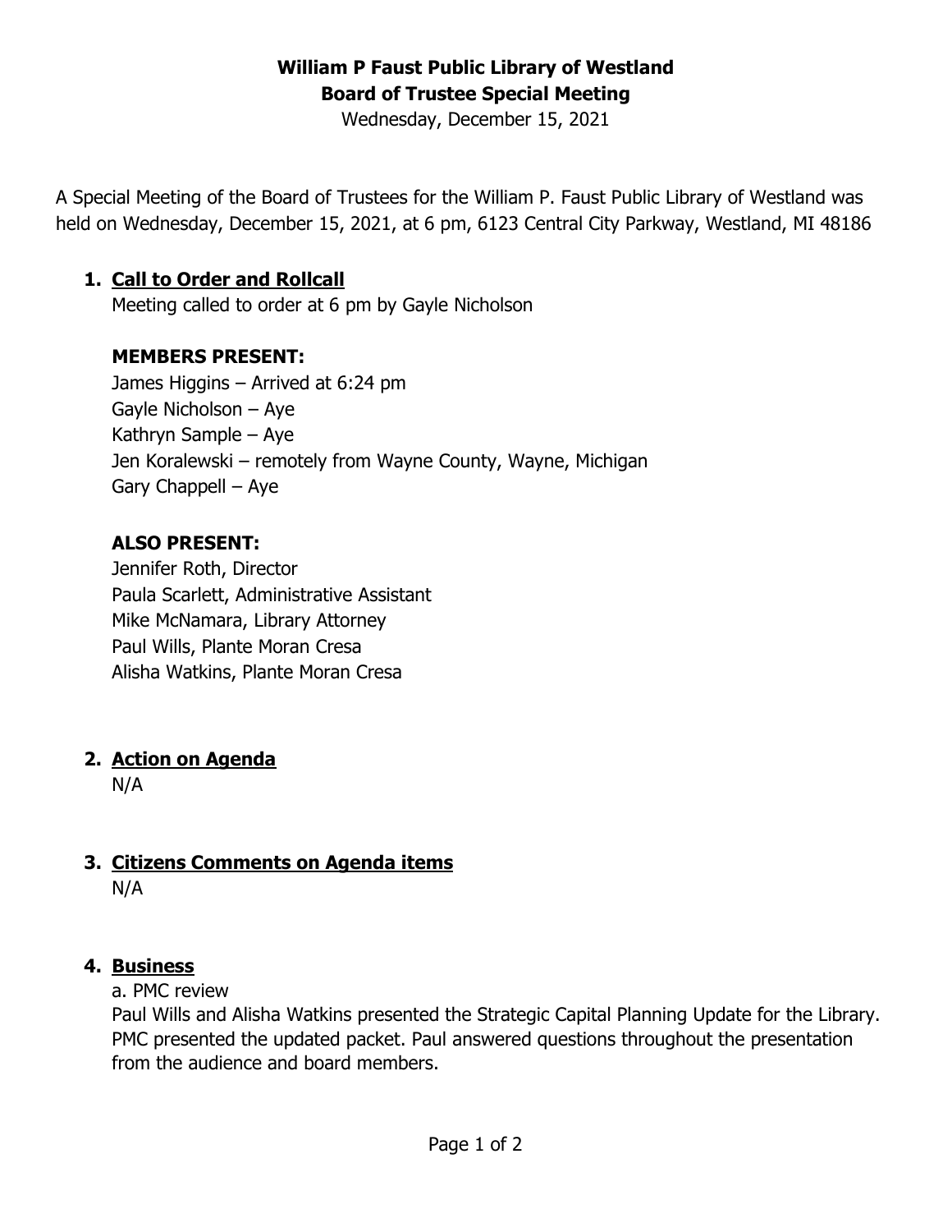# William P Faust Public Library of Westland
## Board of Trustee Special Meeting

Wednesday, December 15, 2021

A Special Meeting of the Board of Trustees for the William P. Faust Public Library of Westland was held on Wednesday, December 15, 2021, at 6 pm, 6123 Central City Parkway, Westland, MI 48186

1. **Call to Order and Rollcall**

   Meeting called to order at 6 pm by Gayle Nicholson

   **MEMBERS PRESENT:**

   James Higgins – Arrived at 6:24 pm
   Gayle Nicholson – Aye
   Kathryn Sample – Aye
   Jen Koralewski – remotely from Wayne County, Wayne, Michigan
   Gary Chappell – Aye

   **ALSO PRESENT:**

   Jennifer Roth, Director
   Paula Scarlett, Administrative Assistant
   Mike McNamara, Library Attorney
   Paul Wills, Plante Moran Cresa
   Alisha Watkins, Plante Moran Cresa

2. **Action on Agenda**

   N/A

3. **Citizens Comments on Agenda items**

   N/A

4. **Business**

   a. PMC review

   Paul Wills and Alisha Watkins presented the Strategic Capital Planning Update for the Library. PMC presented the updated packet. Paul answered questions throughout the presentation from the audience and board members.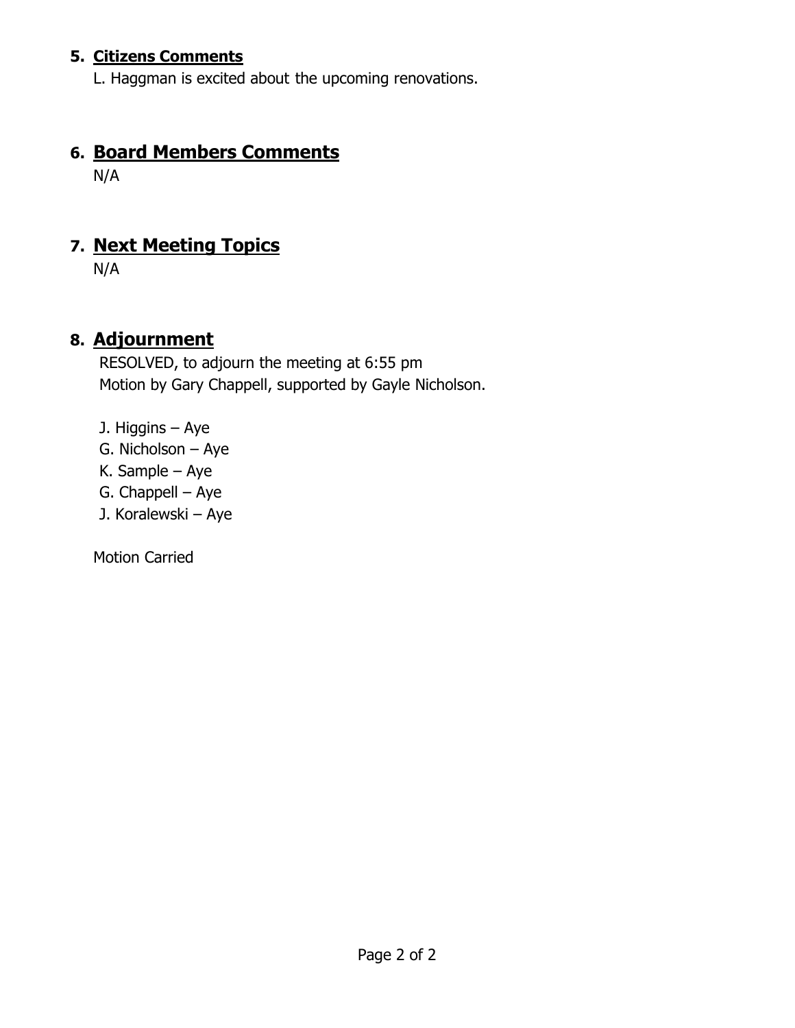## 5. Citizens Comments

L. Haggman is excited about the upcoming renovations.

## 6. Board Members Comments

N/A

## 7. Next Meeting Topics

N/A

## 8. Adjournment

RESOLVED, to adjourn the meeting at 6:55 pm
Motion by Gary Chappell, supported by Gayle Nicholson.

J. Higgins – Aye
G. Nicholson – Aye
K. Sample – Aye
G. Chappell – Aye
J. Koralewski – Aye

Motion Carried